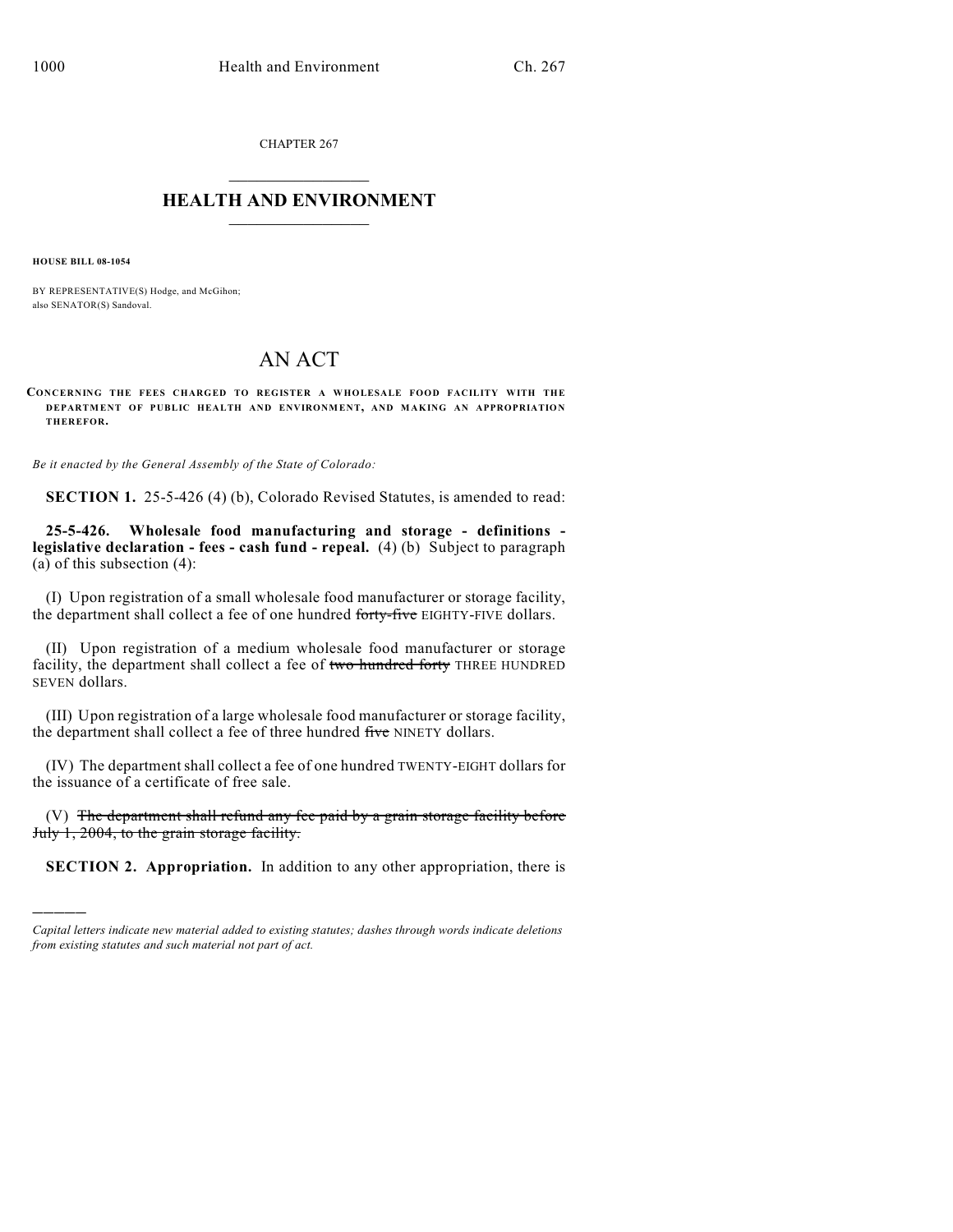CHAPTER 267

# HEALTH AND ENVIRONMENT

**HOUSE BILL 08-1054**

BY REPRESENTATIVE(S) Hodge, and McGihon;
also SENATOR(S) Sandoval.

# AN ACT

**CONCERNING THE FEES CHARGED TO REGISTER A WHOLESALE FOOD FACILITY WITH THE DEPARTMENT OF PUBLIC HEALTH AND ENVIRONMENT, AND MAKING AN APPROPRIATION THEREFOR.**

*Be it enacted by the General Assembly of the State of Colorado:*

**SECTION 1.** 25-5-426 (4) (b), Colorado Revised Statutes, is amended to read:

**25-5-426. Wholesale food manufacturing and storage - definitions - legislative declaration - fees - cash fund - repeal.** (4) (b) Subject to paragraph (a) of this subsection (4):

(I) Upon registration of a small wholesale food manufacturer or storage facility, the department shall collect a fee of one hundred ~~forty-five~~ EIGHTY-FIVE dollars.

(II) Upon registration of a medium wholesale food manufacturer or storage facility, the department shall collect a fee of ~~two hundred forty~~ THREE HUNDRED SEVEN dollars.

(III) Upon registration of a large wholesale food manufacturer or storage facility, the department shall collect a fee of three hundred ~~five~~ NINETY dollars.

(IV) The department shall collect a fee of one hundred TWENTY-EIGHT dollars for the issuance of a certificate of free sale.

(V) ~~The department shall refund any fee paid by a grain storage facility before July 1, 2004, to the grain storage facility.~~

**SECTION 2. Appropriation.** In addition to any other appropriation, there is

---

*Capital letters indicate new material added to existing statutes; dashes through words indicate deletions from existing statutes and such material not part of act.*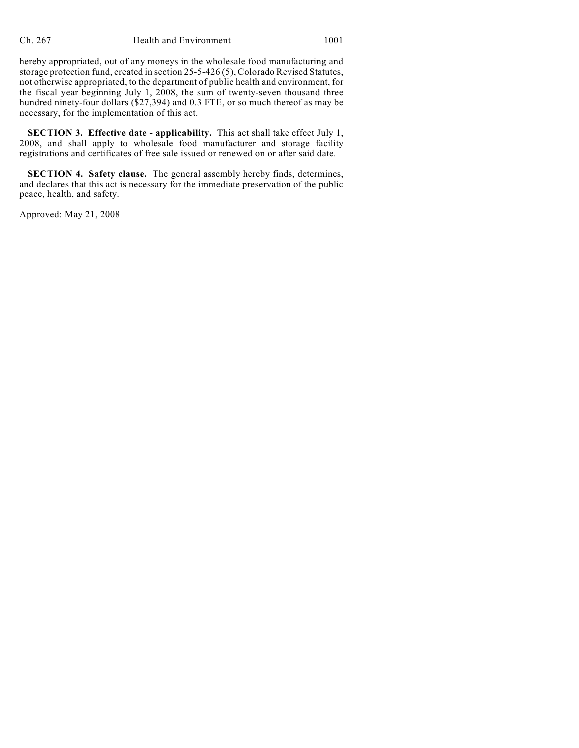hereby appropriated, out of any moneys in the wholesale food manufacturing and storage protection fund, created in section 25-5-426 (5), Colorado Revised Statutes, not otherwise appropriated, to the department of public health and environment, for the fiscal year beginning July 1, 2008, the sum of twenty-seven thousand three hundred ninety-four dollars ($27,394) and 0.3 FTE, or so much thereof as may be necessary, for the implementation of this act.

**SECTION 3. Effective date - applicability.** This act shall take effect July 1, 2008, and shall apply to wholesale food manufacturer and storage facility registrations and certificates of free sale issued or renewed on or after said date.

**SECTION 4. Safety clause.** The general assembly hereby finds, determines, and declares that this act is necessary for the immediate preservation of the public peace, health, and safety.

Approved: May 21, 2008